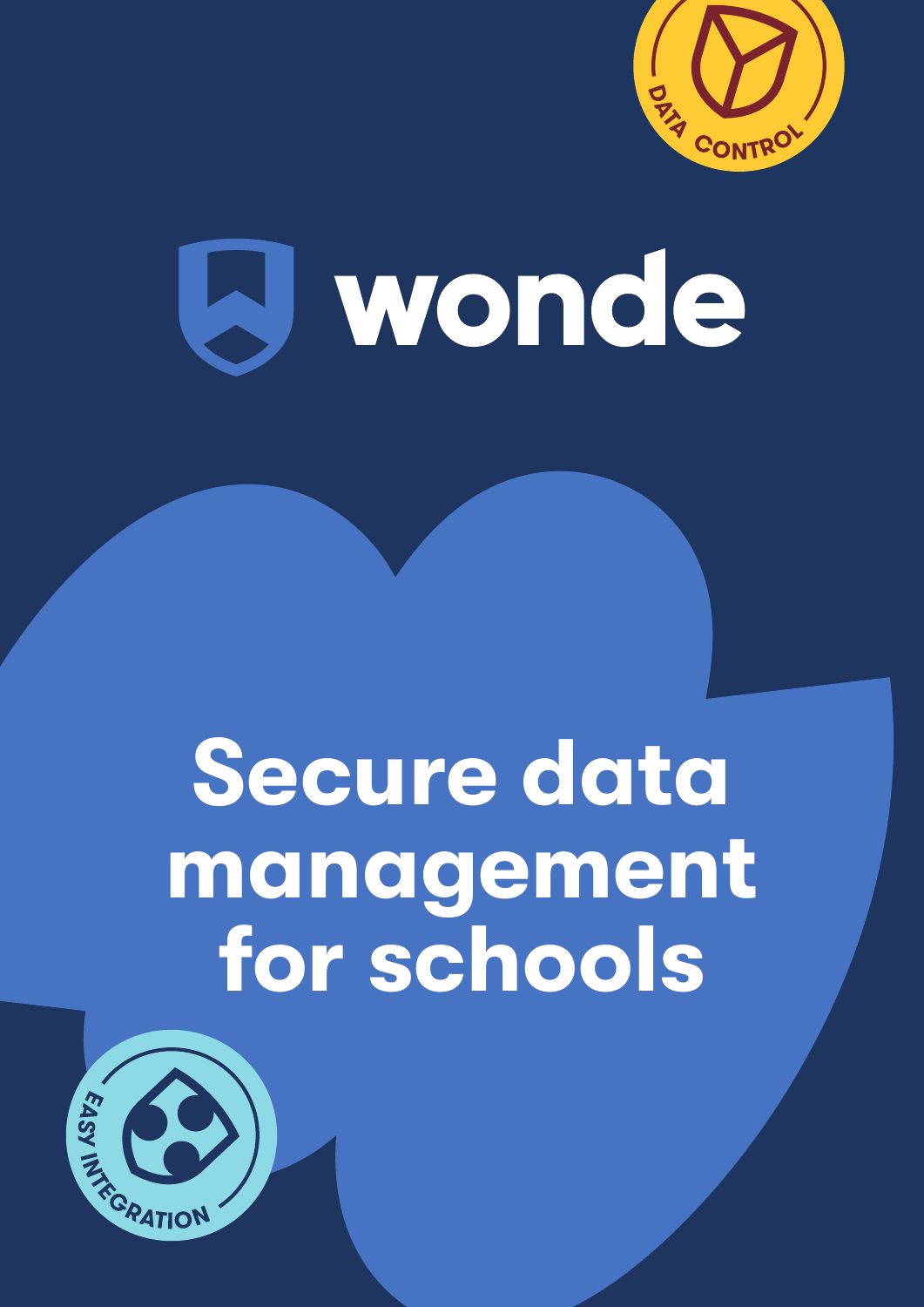DATA CONTROL

# wonde

# Secure data management for schools

EASY INTEGRATION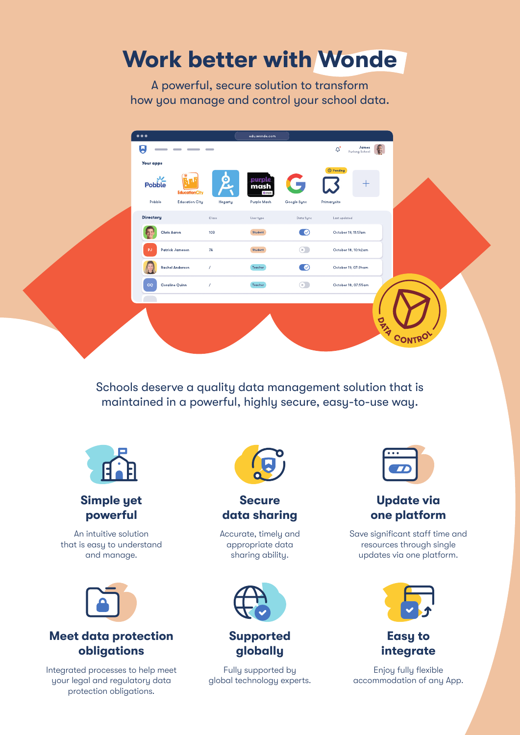# Work better with Wonde

A powerful, secure solution to transform how you manage and control your school data.

Schools deserve a quality data management solution that is maintained in a powerful, highly secure, easy-to-use way.

### Simple yet powerful

An intuitive solution that is easy to understand and manage.

### Secure data sharing

Accurate, timely and appropriate data sharing ability.

### Update via one platform

Save significant staff time and resources through single updates via one platform.

### Meet data protection obligations

Integrated processes to help meet your legal and regulatory data protection obligations.

### Supported globally

Fully supported by global technology experts.

### Easy to integrate

Enjoy fully flexible accommodation of any App.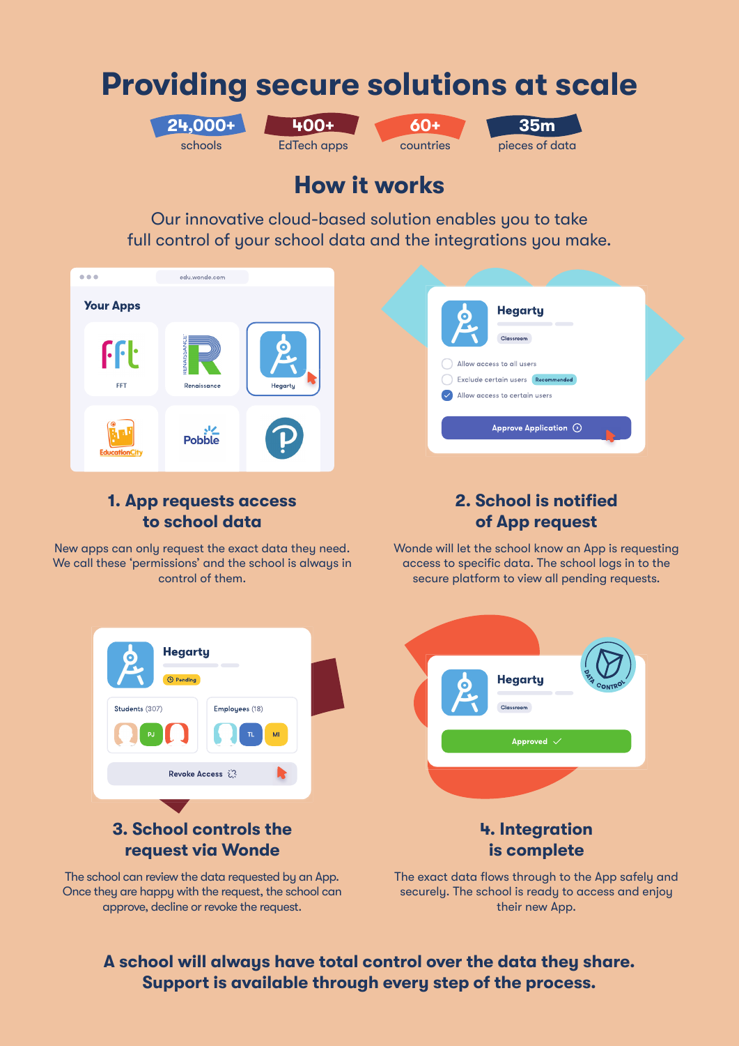# Providing secure solutions at scale

**24,000+** schools

**400+** EdTech apps

**60+** countries

**35m** pieces of data

## How it works

Our innovative cloud-based solution enables you to take full control of your school data and the integrations you make.

### 1. App requests access to school data

New apps can only request the exact data they need. We call these 'permissions' and the school is always in control of them.

### 2. School is notified of App request

Wonde will let the school know an App is requesting access to specific data. The school logs in to the secure platform to view all pending requests.

### 3. School controls the request via Wonde

The school can review the data requested by an App. Once they are happy with the request, the school can approve, decline or revoke the request.

### 4. Integration is complete

The exact data flows through to the App safely and securely. The school is ready to access and enjoy their new App.

**A school will always have total control over the data they share. Support is available through every step of the process.**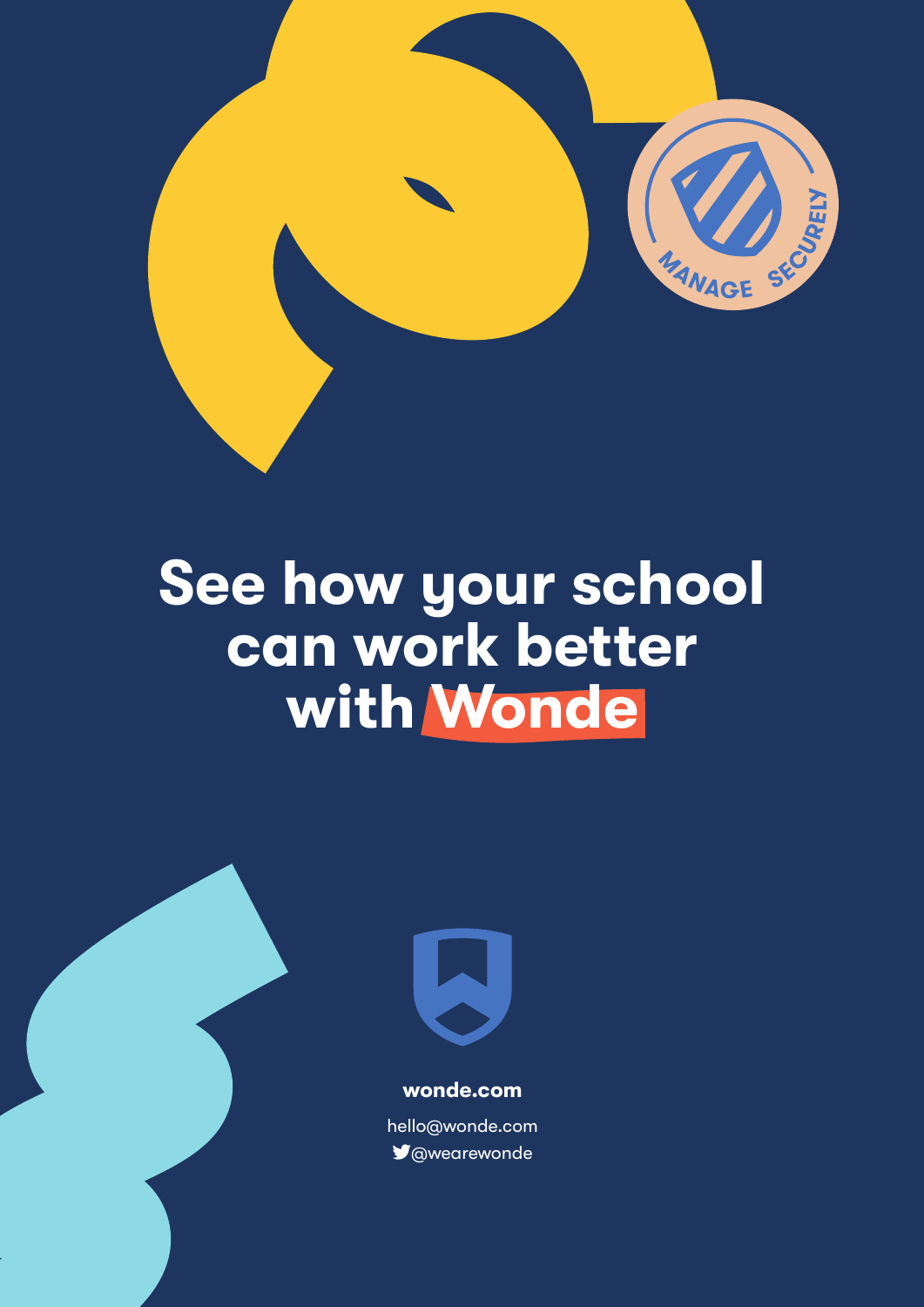MANAGE SECURELY

# See how your school can work better with Wonde

**wonde.com**

hello@wonde.com

@wearewonde